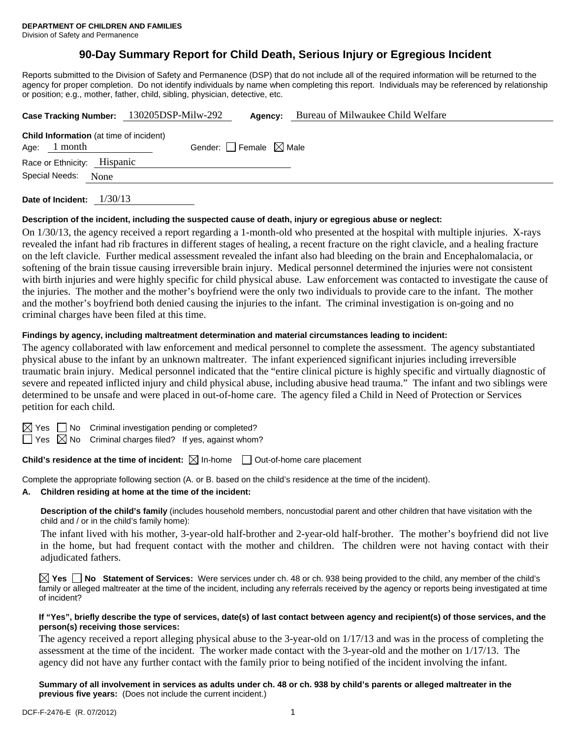**DEPARTMENT OF CHILDREN AND FAMILIES**
Division of Safety and Permanence

# 90-Day Summary Report for Child Death, Serious Injury or Egregious Incident

Reports submitted to the Division of Safety and Permanence (DSP) that do not include all of the required information will be returned to the agency for proper completion. Do not identify individuals by name when completing this report. Individuals may be referenced by relationship or position; e.g., mother, father, child, sibling, physician, detective, etc.

**Case Tracking Number:** 130205DSP-Milw-292 **Agency:** Bureau of Milwaukee Child Welfare

**Child Information** (at time of incident)
Age: 1 month Gender: ☐ Female ☒ Male
Race or Ethnicity: Hispanic
Special Needs: None

**Date of Incident:** 1/30/13

**Description of the incident, including the suspected cause of death, injury or egregious abuse or neglect:**

On 1/30/13, the agency received a report regarding a 1-month-old who presented at the hospital with multiple injuries. X-rays revealed the infant had rib fractures in different stages of healing, a recent fracture on the right clavicle, and a healing fracture on the left clavicle. Further medical assessment revealed the infant also had bleeding on the brain and Encephalomalacia, or softening of the brain tissue causing irreversible brain injury. Medical personnel determined the injuries were not consistent with birth injuries and were highly specific for child physical abuse. Law enforcement was contacted to investigate the cause of the injuries. The mother and the mother's boyfriend were the only two individuals to provide care to the infant. The mother and the mother's boyfriend both denied causing the injuries to the infant. The criminal investigation is on-going and no criminal charges have been filed at this time.

**Findings by agency, including maltreatment determination and material circumstances leading to incident:**

The agency collaborated with law enforcement and medical personnel to complete the assessment. The agency substantiated physical abuse to the infant by an unknown maltreater. The infant experienced significant injuries including irreversible traumatic brain injury. Medical personnel indicated that the "entire clinical picture is highly specific and virtually diagnostic of severe and repeated inflicted injury and child physical abuse, including abusive head trauma." The infant and two siblings were determined to be unsafe and were placed in out-of-home care. The agency filed a Child in Need of Protection or Services petition for each child.

☒ Yes ☐ No Criminal investigation pending or completed?
☐ Yes ☒ No Criminal charges filed? If yes, against whom?

**Child's residence at the time of incident:** ☒ In-home ☐ Out-of-home care placement

Complete the appropriate following section (A. or B. based on the child's residence at the time of the incident).

**A. Children residing at home at the time of the incident:**

**Description of the child's family** (includes household members, noncustodial parent and other children that have visitation with the child and / or in the child's family home):

The infant lived with his mother, 3-year-old half-brother and 2-year-old half-brother. The mother's boyfriend did not live in the home, but had frequent contact with the mother and children. The children were not having contact with their adjudicated fathers.

☒ **Yes** ☐ **No Statement of Services:** Were services under ch. 48 or ch. 938 being provided to the child, any member of the child's family or alleged maltreater at the time of the incident, including any referrals received by the agency or reports being investigated at time of incident?

**If "Yes", briefly describe the type of services, date(s) of last contact between agency and recipient(s) of those services, and the person(s) receiving those services:**

The agency received a report alleging physical abuse to the 3-year-old on 1/17/13 and was in the process of completing the assessment at the time of the incident. The worker made contact with the 3-year-old and the mother on 1/17/13. The agency did not have any further contact with the family prior to being notified of the incident involving the infant.

**Summary of all involvement in services as adults under ch. 48 or ch. 938 by child's parents or alleged maltreater in the previous five years:** (Does not include the current incident.)

DCF-F-2476-E (R. 07/2012)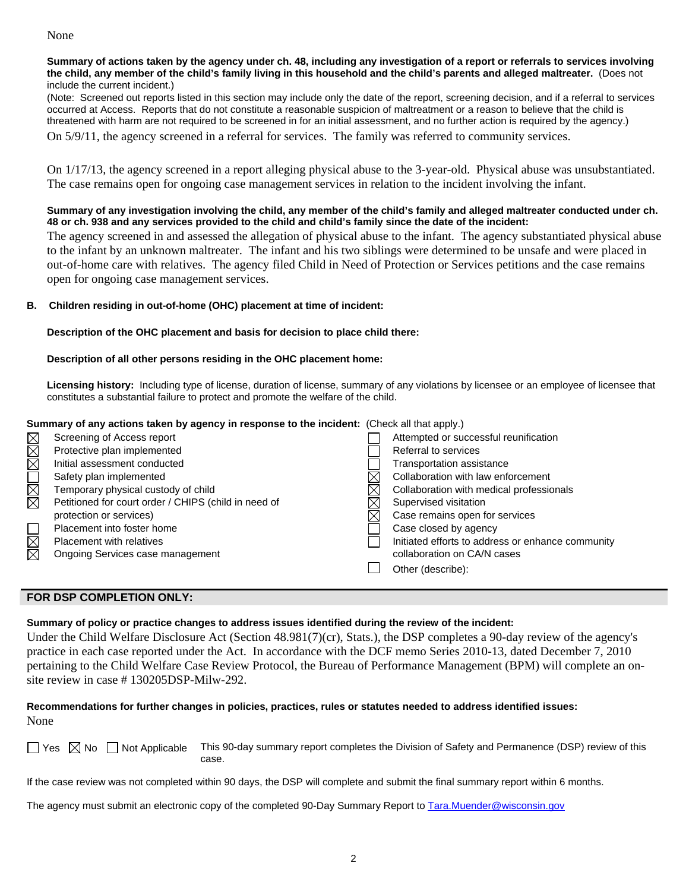None

**Summary of actions taken by the agency under ch. 48, including any investigation of a report or referrals to services involving the child, any member of the child's family living in this household and the child's parents and alleged maltreater.** (Does not include the current incident.)
(Note: Screened out reports listed in this section may include only the date of the report, screening decision, and if a referral to services occurred at Access. Reports that do not constitute a reasonable suspicion of maltreatment or a reason to believe that the child is threatened with harm are not required to be screened in for an initial assessment, and no further action is required by the agency.)

On 5/9/11, the agency screened in a referral for services. The family was referred to community services.

On 1/17/13, the agency screened in a report alleging physical abuse to the 3-year-old. Physical abuse was unsubstantiated. The case remains open for ongoing case management services in relation to the incident involving the infant.

**Summary of any investigation involving the child, any member of the child's family and alleged maltreater conducted under ch. 48 or ch. 938 and any services provided to the child and child's family since the date of the incident:**

The agency screened in and assessed the allegation of physical abuse to the infant. The agency substantiated physical abuse to the infant by an unknown maltreater. The infant and his two siblings were determined to be unsafe and were placed in out-of-home care with relatives. The agency filed Child in Need of Protection or Services petitions and the case remains open for ongoing case management services.

**B. Children residing in out-of-home (OHC) placement at time of incident:**

**Description of the OHC placement and basis for decision to place child there:**

**Description of all other persons residing in the OHC placement home:**

**Licensing history:** Including type of license, duration of license, summary of any violations by licensee or an employee of licensee that constitutes a substantial failure to protect and promote the welfare of the child.

**Summary of any actions taken by agency in response to the incident:** (Check all that apply.)

- ☒ Screening of Access report
- ☒ Protective plan implemented
- ☒ Initial assessment conducted
- ☐ Safety plan implemented
- ☒ Temporary physical custody of child
- ☒ Petitioned for court order / CHIPS (child in need of protection or services)
- ☐ Placement into foster home
- ☒ Placement with relatives
- ☒ Ongoing Services case management
- ☐ Attempted or successful reunification
- ☐ Referral to services
- ☐ Transportation assistance
- ☒ Collaboration with law enforcement
- ☒ Collaboration with medical professionals
- ☒ Supervised visitation
- ☒ Case remains open for services
- ☐ Case closed by agency
- ☐ Initiated efforts to address or enhance community collaboration on CA/N cases
- ☐ Other (describe):

## FOR DSP COMPLETION ONLY:

**Summary of policy or practice changes to address issues identified during the review of the incident:**

Under the Child Welfare Disclosure Act (Section 48.981(7)(cr), Stats.), the DSP completes a 90-day review of the agency's practice in each case reported under the Act. In accordance with the DCF memo Series 2010-13, dated December 7, 2010 pertaining to the Child Welfare Case Review Protocol, the Bureau of Performance Management (BPM) will complete an on-site review in case # 130205DSP-Milw-292.

**Recommendations for further changes in policies, practices, rules or statutes needed to address identified issues:**

None

☐ Yes ☒ No ☐ Not Applicable This 90-day summary report completes the Division of Safety and Permanence (DSP) review of this case.

If the case review was not completed within 90 days, the DSP will complete and submit the final summary report within 6 months.

The agency must submit an electronic copy of the completed 90-Day Summary Report to Tara.Muender@wisconsin.gov